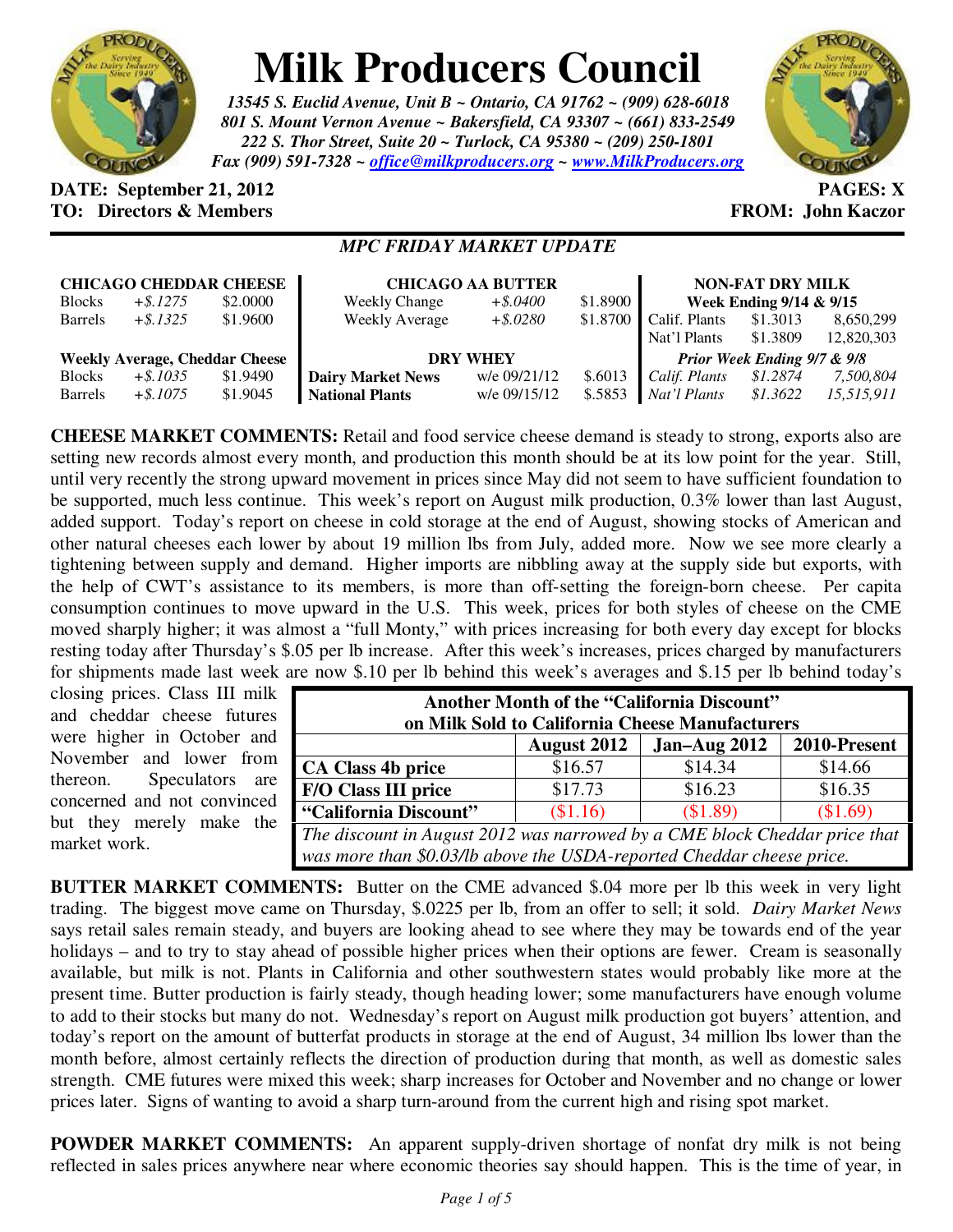# Milk Producers Council

*13545 S. Euclid Avenue, Unit B ~ Ontario, CA 91762 ~ (909) 628-6018*
*801 S. Mount Vernon Avenue ~ Bakersfield, CA 93307 ~ (661) 833-2549*
*222 S. Thor Street, Suite 20 ~ Turlock, CA 95380 ~ (209) 250-1801*
*Fax (909) 591-7328 ~ office@milkproducers.org ~ www.MilkProducers.org*

**DATE: September 21, 2012** **PAGES: X**
**TO: Directors & Members** **FROM: John Kaczor**

## *MPC FRIDAY MARKET UPDATE*

| **CHICAGO CHEDDAR CHEESE** | | |
|---|---|---|
| Blocks | *+$.1275* | $2.0000 |
| Barrels | *+$.1325* | $1.9600 |
| **Weekly Average, Cheddar Cheese** | | |
| Blocks | *+$.1035* | $1.9490 |
| Barrels | *+$.1075* | $1.9045 |

| **CHICAGO AA BUTTER** | | |
|---|---|---|
| Weekly Change | *+$.0400* | $1.8900 |
| Weekly Average | *+$.0280* | $1.8700 |
| **DRY WHEY** | | |
| **Dairy Market News** | w/e 09/21/12 | $.6013 |
| **National Plants** | w/e 09/15/12 | $.5853 |

| **NON-FAT DRY MILK** | | |
|---|---|---|
| **Week Ending 9/14 & 9/15** | | |
| Calif. Plants | $1.3013 | 8,650,299 |
| Nat'l Plants | $1.3809 | 12,820,303 |
| ***Prior Week Ending 9/7 & 9/8*** | | |
| *Calif. Plants* | *$1.2874* | *7,500,804* |
| *Nat'l Plants* | *$1.3622* | *15,515,911* |

**CHEESE MARKET COMMENTS:** Retail and food service cheese demand is steady to strong, exports also are setting new records almost every month, and production this month should be at its low point for the year. Still, until very recently the strong upward movement in prices since May did not seem to have sufficient foundation to be supported, much less continue. This week's report on August milk production, 0.3% lower than last August, added support. Today's report on cheese in cold storage at the end of August, showing stocks of American and other natural cheeses each lower by about 19 million lbs from July, added more. Now we see more clearly a tightening between supply and demand. Higher imports are nibbling away at the supply side but exports, with the help of CWT's assistance to its members, is more than off-setting the foreign-born cheese. Per capita consumption continues to move upward in the U.S. This week, prices for both styles of cheese on the CME moved sharply higher; it was almost a "full Monty," with prices increasing for both every day except for blocks resting today after Thursday's $.05 per lb increase. After this week's increases, prices charged by manufacturers for shipments made last week are now $.10 per lb behind this week's averages and $.15 per lb behind today's closing prices. Class III milk and cheddar cheese futures were higher in October and November and lower from thereon. Speculators are concerned and not convinced but they merely make the market work.

| **Another Month of the "California Discount" on Milk Sold to California Cheese Manufacturers** | | | |
|---|---|---|---|
| | **August 2012** | **Jan–Aug 2012** | **2010-Present** |
| **CA Class 4b price** | $16.57 | $14.34 | $14.66 |
| **F/O Class III price** | $17.73 | $16.23 | $16.35 |
| **"California Discount"** | ($1.16) | ($1.89) | ($1.69) |
| *The discount in August 2012 was narrowed by a CME block Cheddar price that was more than $0.03/lb above the USDA-reported Cheddar cheese price.* | | | |

**BUTTER MARKET COMMENTS:** Butter on the CME advanced $.04 more per lb this week in very light trading. The biggest move came on Thursday, $.0225 per lb, from an offer to sell; it sold. *Dairy Market News* says retail sales remain steady, and buyers are looking ahead to see where they may be towards end of the year holidays – and to try to stay ahead of possible higher prices when their options are fewer. Cream is seasonally available, but milk is not. Plants in California and other southwestern states would probably like more at the present time. Butter production is fairly steady, though heading lower; some manufacturers have enough volume to add to their stocks but many do not. Wednesday's report on August milk production got buyers' attention, and today's report on the amount of butterfat products in storage at the end of August, 34 million lbs lower than the month before, almost certainly reflects the direction of production during that month, as well as domestic sales strength. CME futures were mixed this week; sharp increases for October and November and no change or lower prices later. Signs of wanting to avoid a sharp turn-around from the current high and rising spot market.

**POWDER MARKET COMMENTS:** An apparent supply-driven shortage of nonfat dry milk is not being reflected in sales prices anywhere near where economic theories say should happen. This is the time of year, in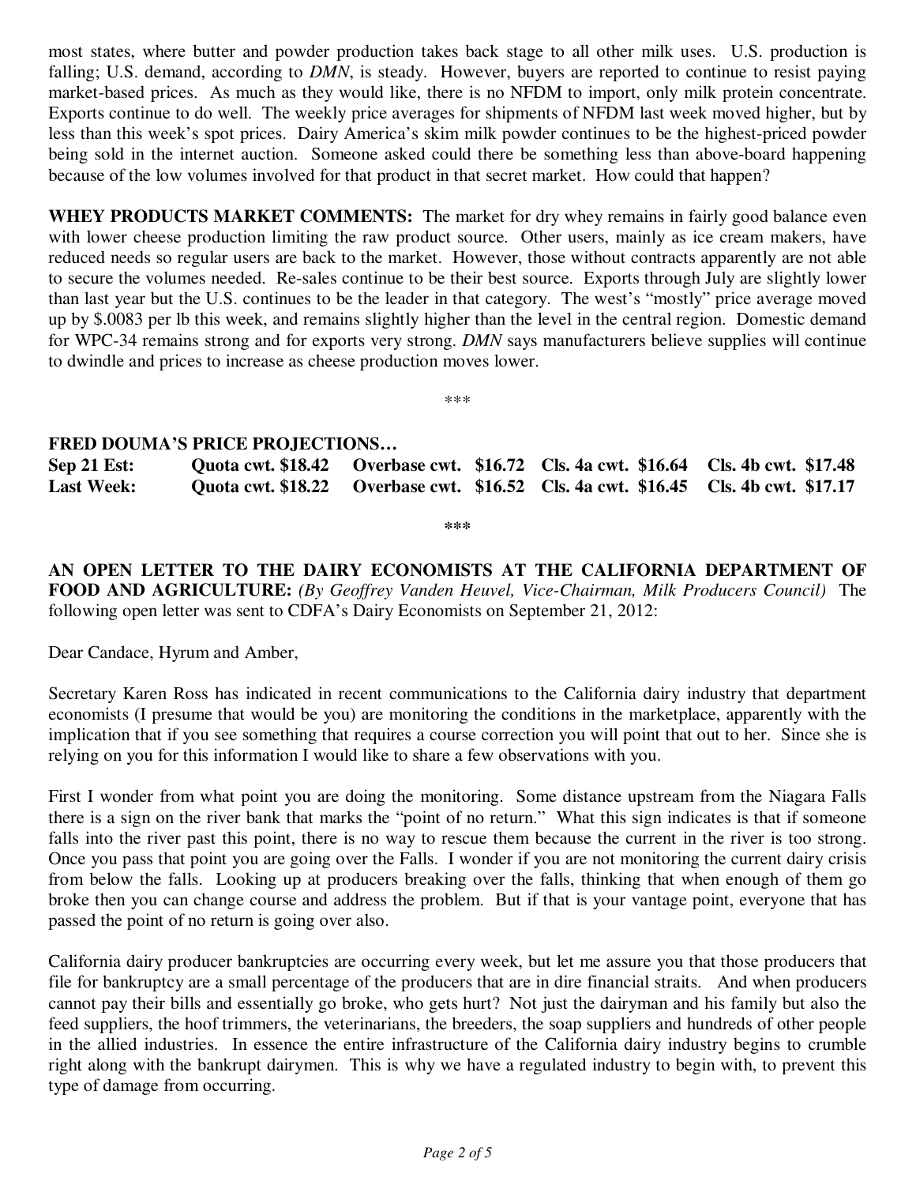most states, where butter and powder production takes back stage to all other milk uses. U.S. production is falling; U.S. demand, according to *DMN*, is steady. However, buyers are reported to continue to resist paying market-based prices. As much as they would like, there is no NFDM to import, only milk protein concentrate. Exports continue to do well. The weekly price averages for shipments of NFDM last week moved higher, but by less than this week's spot prices. Dairy America's skim milk powder continues to be the highest-priced powder being sold in the internet auction. Someone asked could there be something less than above-board happening because of the low volumes involved for that product in that secret market. How could that happen?

**WHEY PRODUCTS MARKET COMMENTS:** The market for dry whey remains in fairly good balance even with lower cheese production limiting the raw product source. Other users, mainly as ice cream makers, have reduced needs so regular users are back to the market. However, those without contracts apparently are not able to secure the volumes needed. Re-sales continue to be their best source. Exports through July are slightly lower than last year but the U.S. continues to be the leader in that category. The west's "mostly" price average moved up by $.0083 per lb this week, and remains slightly higher than the level in the central region. Domestic demand for WPC-34 remains strong and for exports very strong. *DMN* says manufacturers believe supplies will continue to dwindle and prices to increase as cheese production moves lower.

***

**FRED DOUMA'S PRICE PROJECTIONS…**

| | | | | |
|---|---|---|---|---|
| **Sep 21 Est:** | **Quota cwt. $18.42** | **Overbase cwt. $16.72** | **Cls. 4a cwt. $16.64** | **Cls. 4b cwt. $17.48** |
| **Last Week:** | **Quota cwt. $18.22** | **Overbase cwt. $16.52** | **Cls. 4a cwt. $16.45** | **Cls. 4b cwt. $17.17** |

***

**AN OPEN LETTER TO THE DAIRY ECONOMISTS AT THE CALIFORNIA DEPARTMENT OF FOOD AND AGRICULTURE:** *(By Geoffrey Vanden Heuvel, Vice-Chairman, Milk Producers Council)* The following open letter was sent to CDFA's Dairy Economists on September 21, 2012:

Dear Candace, Hyrum and Amber,

Secretary Karen Ross has indicated in recent communications to the California dairy industry that department economists (I presume that would be you) are monitoring the conditions in the marketplace, apparently with the implication that if you see something that requires a course correction you will point that out to her. Since she is relying on you for this information I would like to share a few observations with you.

First I wonder from what point you are doing the monitoring. Some distance upstream from the Niagara Falls there is a sign on the river bank that marks the "point of no return." What this sign indicates is that if someone falls into the river past this point, there is no way to rescue them because the current in the river is too strong. Once you pass that point you are going over the Falls. I wonder if you are not monitoring the current dairy crisis from below the falls. Looking up at producers breaking over the falls, thinking that when enough of them go broke then you can change course and address the problem. But if that is your vantage point, everyone that has passed the point of no return is going over also.

California dairy producer bankruptcies are occurring every week, but let me assure you that those producers that file for bankruptcy are a small percentage of the producers that are in dire financial straits. And when producers cannot pay their bills and essentially go broke, who gets hurt? Not just the dairyman and his family but also the feed suppliers, the hoof trimmers, the veterinarians, the breeders, the soap suppliers and hundreds of other people in the allied industries. In essence the entire infrastructure of the California dairy industry begins to crumble right along with the bankrupt dairymen. This is why we have a regulated industry to begin with, to prevent this type of damage from occurring.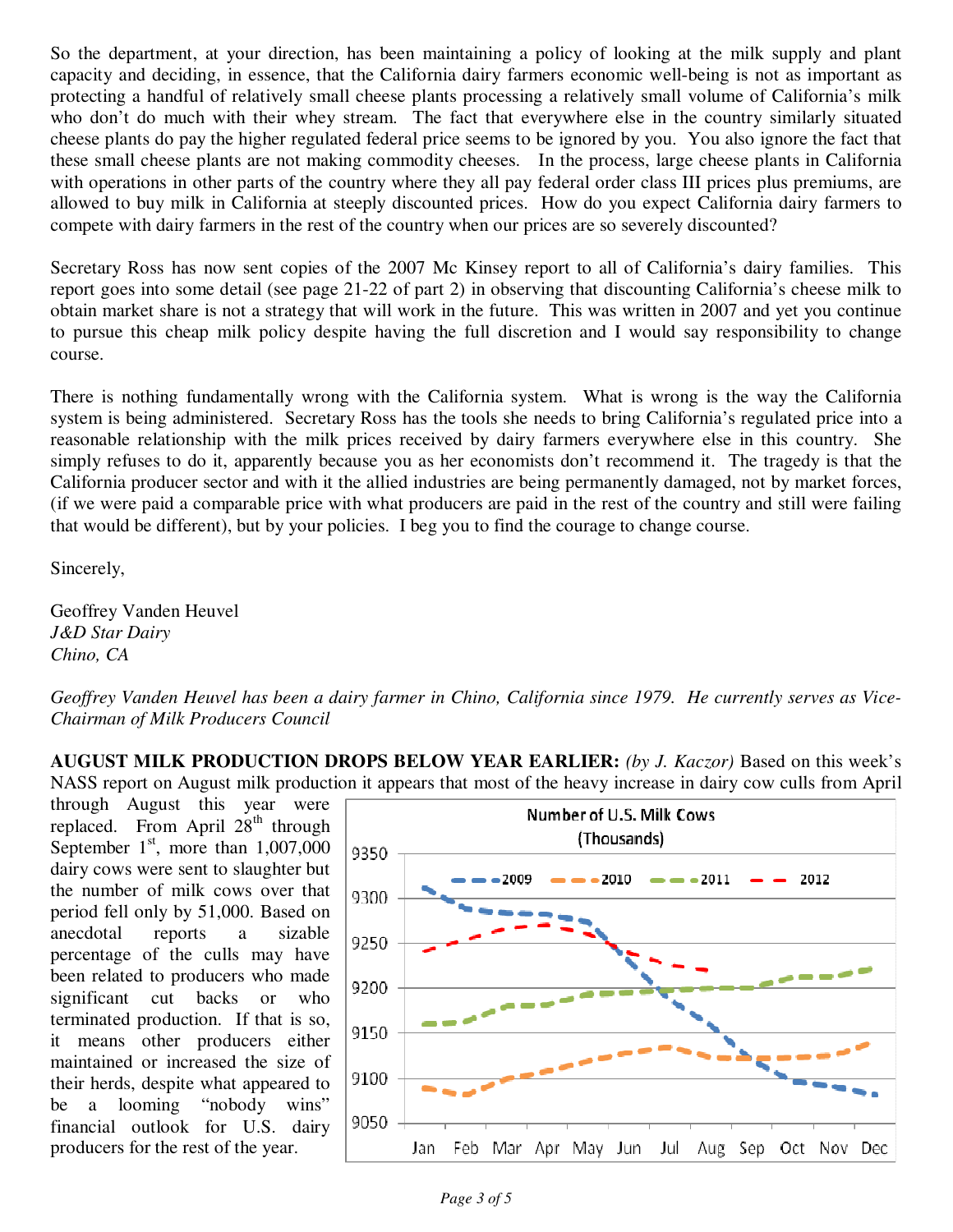So the department, at your direction, has been maintaining a policy of looking at the milk supply and plant capacity and deciding, in essence, that the California dairy farmers economic well-being is not as important as protecting a handful of relatively small cheese plants processing a relatively small volume of California's milk who don't do much with their whey stream. The fact that everywhere else in the country similarly situated cheese plants do pay the higher regulated federal price seems to be ignored by you. You also ignore the fact that these small cheese plants are not making commodity cheeses. In the process, large cheese plants in California with operations in other parts of the country where they all pay federal order class III prices plus premiums, are allowed to buy milk in California at steeply discounted prices. How do you expect California dairy farmers to compete with dairy farmers in the rest of the country when our prices are so severely discounted?

Secretary Ross has now sent copies of the 2007 Mc Kinsey report to all of California's dairy families. This report goes into some detail (see page 21-22 of part 2) in observing that discounting California's cheese milk to obtain market share is not a strategy that will work in the future. This was written in 2007 and yet you continue to pursue this cheap milk policy despite having the full discretion and I would say responsibility to change course.

There is nothing fundamentally wrong with the California system. What is wrong is the way the California system is being administered. Secretary Ross has the tools she needs to bring California's regulated price into a reasonable relationship with the milk prices received by dairy farmers everywhere else in this country. She simply refuses to do it, apparently because you as her economists don't recommend it. The tragedy is that the California producer sector and with it the allied industries are being permanently damaged, not by market forces, (if we were paid a comparable price with what producers are paid in the rest of the country and still were failing that would be different), but by your policies. I beg you to find the courage to change course.

Sincerely,

Geoffrey Vanden Heuvel
*J&D Star Dairy*
*Chino, CA*

*Geoffrey Vanden Heuvel has been a dairy farmer in Chino, California since 1979. He currently serves as Vice-Chairman of Milk Producers Council*

**AUGUST MILK PRODUCTION DROPS BELOW YEAR EARLIER:** *(by J. Kaczor)* Based on this week's NASS report on August milk production it appears that most of the heavy increase in dairy cow culls from April through August this year were replaced. From April 28th through September 1st, more than 1,007,000 dairy cows were sent to slaughter but the number of milk cows over that period fell only by 51,000. Based on anecdotal reports a sizable percentage of the culls may have been related to producers who made significant cut backs or who terminated production. If that is so, it means other producers either maintained or increased the size of their herds, despite what appeared to be a looming "nobody wins" financial outlook for U.S. dairy producers for the rest of the year.

Number of U.S. Milk Cows
(Thousands)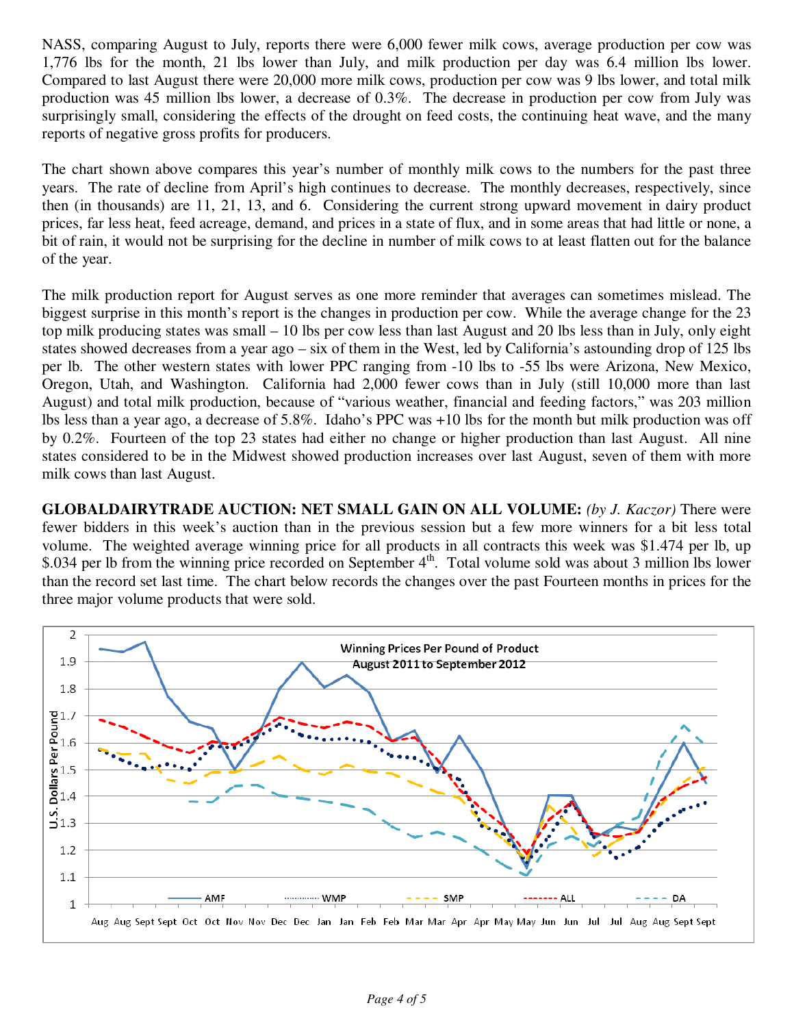NASS, comparing August to July, reports there were 6,000 fewer milk cows, average production per cow was 1,776 lbs for the month, 21 lbs lower than July, and milk production per day was 6.4 million lbs lower. Compared to last August there were 20,000 more milk cows, production per cow was 9 lbs lower, and total milk production was 45 million lbs lower, a decrease of 0.3%. The decrease in production per cow from July was surprisingly small, considering the effects of the drought on feed costs, the continuing heat wave, and the many reports of negative gross profits for producers.

The chart shown above compares this year's number of monthly milk cows to the numbers for the past three years. The rate of decline from April's high continues to decrease. The monthly decreases, respectively, since then (in thousands) are 11, 21, 13, and 6. Considering the current strong upward movement in dairy product prices, far less heat, feed acreage, demand, and prices in a state of flux, and in some areas that had little or none, a bit of rain, it would not be surprising for the decline in number of milk cows to at least flatten out for the balance of the year.

The milk production report for August serves as one more reminder that averages can sometimes mislead. The biggest surprise in this month's report is the changes in production per cow. While the average change for the 23 top milk producing states was small – 10 lbs per cow less than last August and 20 lbs less than in July, only eight states showed decreases from a year ago – six of them in the West, led by California's astounding drop of 125 lbs per lb. The other western states with lower PPC ranging from -10 lbs to -55 lbs were Arizona, New Mexico, Oregon, Utah, and Washington. California had 2,000 fewer cows than in July (still 10,000 more than last August) and total milk production, because of "various weather, financial and feeding factors," was 203 million lbs less than a year ago, a decrease of 5.8%. Idaho's PPC was +10 lbs for the month but milk production was off by 0.2%. Fourteen of the top 23 states had either no change or higher production than last August. All nine states considered to be in the Midwest showed production increases over last August, seven of them with more milk cows than last August.

**GLOBALDAIRYTRADE AUCTION: NET SMALL GAIN ON ALL VOLUME:** *(by J. Kaczor)* There were fewer bidders in this week's auction than in the previous session but a few more winners for a bit less total volume. The weighted average winning price for all products in all contracts this week was $1.474 per lb, up $.034 per lb from the winning price recorded on September 4th. Total volume sold was about 3 million lbs lower than the record set last time. The chart below records the changes over the past Fourteen months in prices for the three major volume products that were sold.

Winning Prices Per Pound of Product
August 2011 to September 2012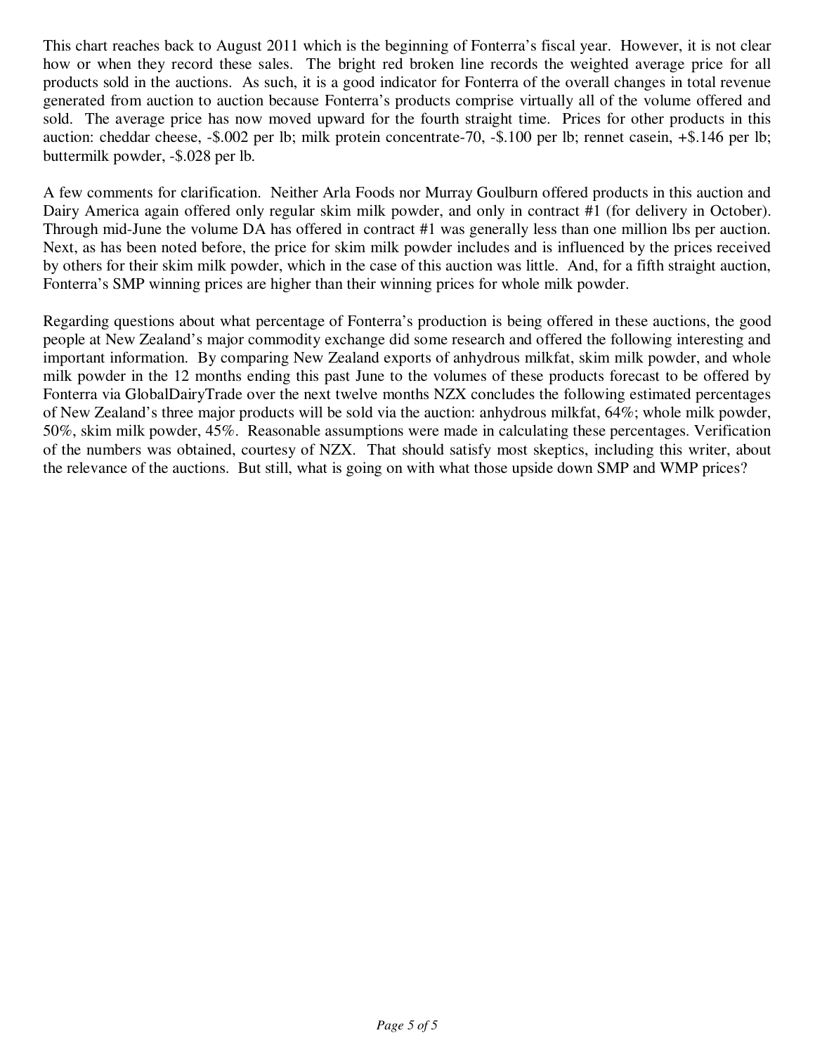This chart reaches back to August 2011 which is the beginning of Fonterra's fiscal year. However, it is not clear how or when they record these sales. The bright red broken line records the weighted average price for all products sold in the auctions. As such, it is a good indicator for Fonterra of the overall changes in total revenue generated from auction to auction because Fonterra's products comprise virtually all of the volume offered and sold. The average price has now moved upward for the fourth straight time. Prices for other products in this auction: cheddar cheese, -$.002 per lb; milk protein concentrate-70, -$.100 per lb; rennet casein, +$.146 per lb; buttermilk powder, -$.028 per lb.

A few comments for clarification. Neither Arla Foods nor Murray Goulburn offered products in this auction and Dairy America again offered only regular skim milk powder, and only in contract #1 (for delivery in October). Through mid-June the volume DA has offered in contract #1 was generally less than one million lbs per auction. Next, as has been noted before, the price for skim milk powder includes and is influenced by the prices received by others for their skim milk powder, which in the case of this auction was little. And, for a fifth straight auction, Fonterra's SMP winning prices are higher than their winning prices for whole milk powder.

Regarding questions about what percentage of Fonterra's production is being offered in these auctions, the good people at New Zealand's major commodity exchange did some research and offered the following interesting and important information. By comparing New Zealand exports of anhydrous milkfat, skim milk powder, and whole milk powder in the 12 months ending this past June to the volumes of these products forecast to be offered by Fonterra via GlobalDairyTrade over the next twelve months NZX concludes the following estimated percentages of New Zealand's three major products will be sold via the auction: anhydrous milkfat, 64%; whole milk powder, 50%, skim milk powder, 45%. Reasonable assumptions were made in calculating these percentages. Verification of the numbers was obtained, courtesy of NZX. That should satisfy most skeptics, including this writer, about the relevance of the auctions. But still, what is going on with what those upside down SMP and WMP prices?